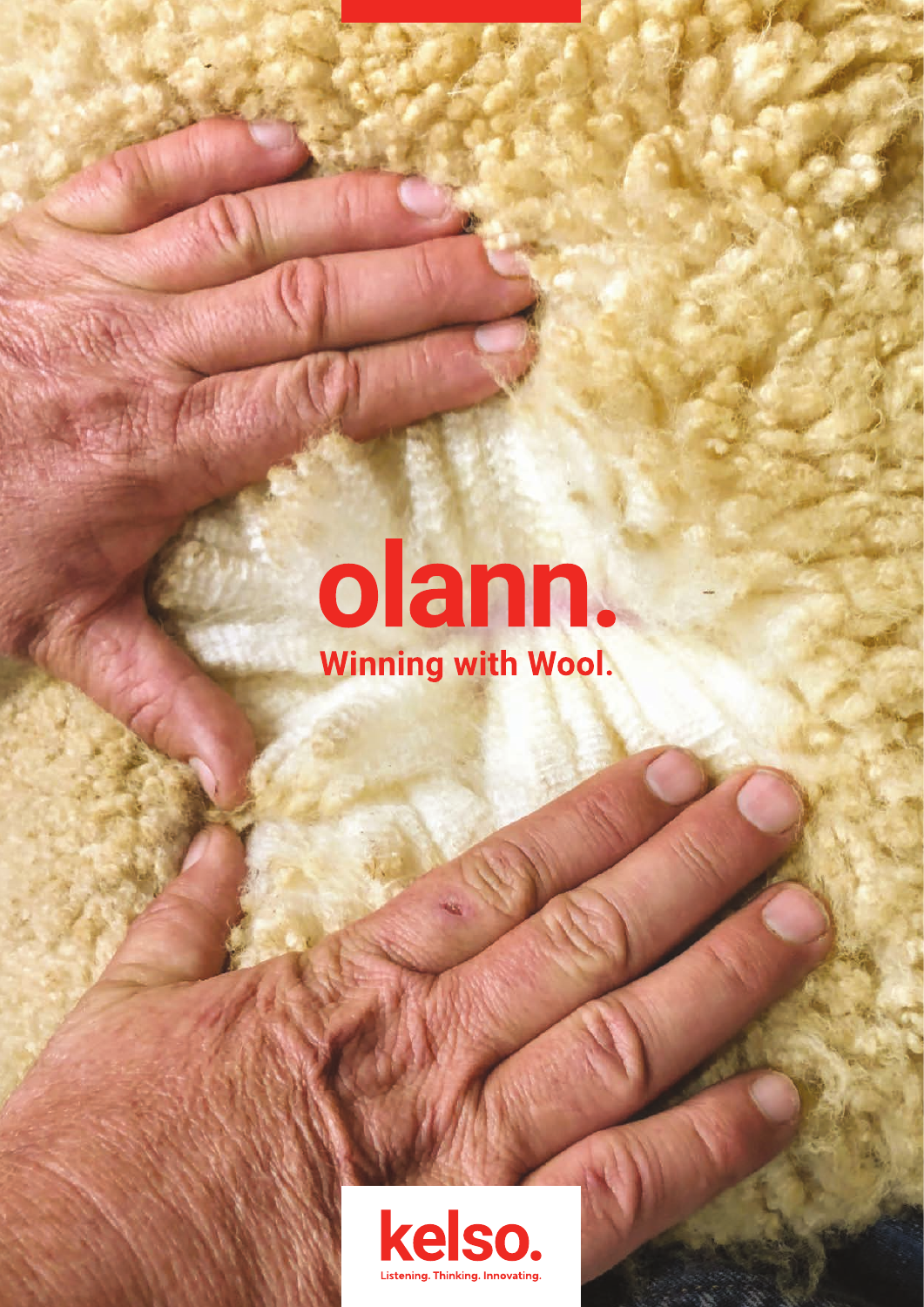# olann.

## Winning with Wool.

**kelso.**

Listening. Thinking. Innovating.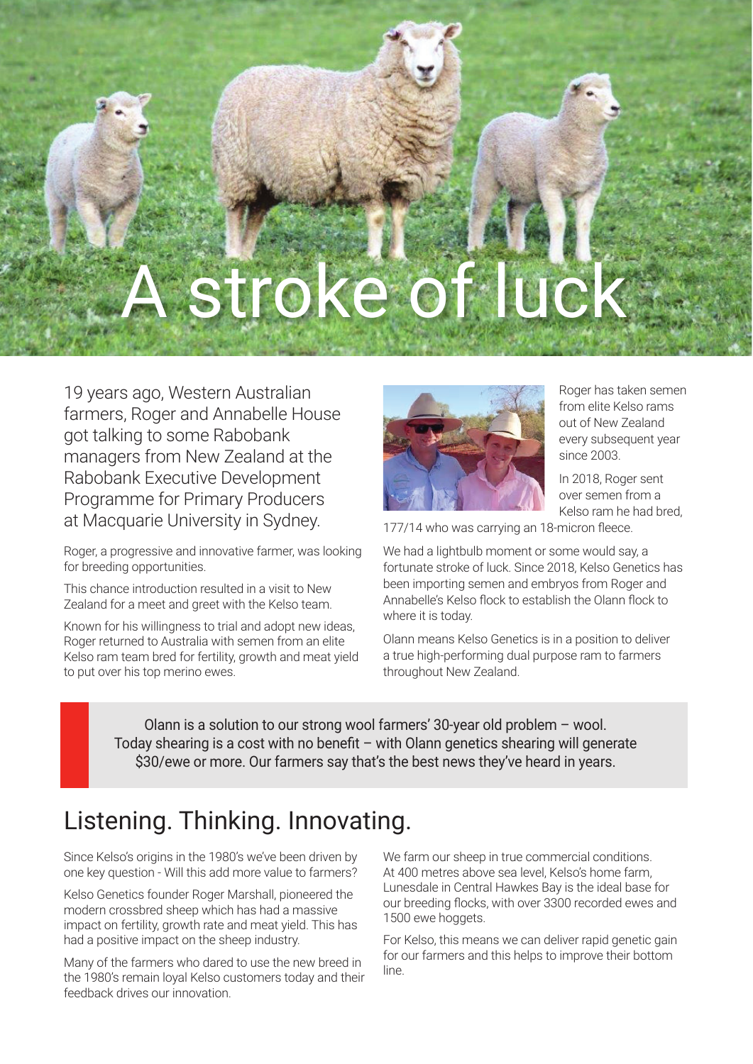# A stroke of luck

19 years ago, Western Australian farmers, Roger and Annabelle House got talking to some Rabobank managers from New Zealand at the Rabobank Executive Development Programme for Primary Producers at Macquarie University in Sydney.

Roger, a progressive and innovative farmer, was looking for breeding opportunities.

This chance introduction resulted in a visit to New Zealand for a meet and greet with the Kelso team.

Known for his willingness to trial and adopt new ideas, Roger returned to Australia with semen from an elite Kelso ram team bred for fertility, growth and meat yield to put over his top merino ewes.

Roger has taken semen from elite Kelso rams out of New Zealand every subsequent year since 2003.

In 2018, Roger sent over semen from a Kelso ram he had bred, 177/14 who was carrying an 18-micron fleece.

We had a lightbulb moment or some would say, a fortunate stroke of luck. Since 2018, Kelso Genetics has been importing semen and embryos from Roger and Annabelle's Kelso flock to establish the Olann flock to where it is today.

Olann means Kelso Genetics is in a position to deliver a true high-performing dual purpose ram to farmers throughout New Zealand.

> Olann is a solution to our strong wool farmers' 30-year old problem – wool. Today shearing is a cost with no benefit – with Olann genetics shearing will generate $30/ewe or more. Our farmers say that's the best news they've heard in years.

## Listening. Thinking. Innovating.

Since Kelso's origins in the 1980's we've been driven by one key question - Will this add more value to farmers?

Kelso Genetics founder Roger Marshall, pioneered the modern crossbred sheep which has had a massive impact on fertility, growth rate and meat yield. This has had a positive impact on the sheep industry.

Many of the farmers who dared to use the new breed in the 1980's remain loyal Kelso customers today and their feedback drives our innovation.

We farm our sheep in true commercial conditions. At 400 metres above sea level, Kelso's home farm, Lunesdale in Central Hawkes Bay is the ideal base for our breeding flocks, with over 3300 recorded ewes and 1500 ewe hoggets.

For Kelso, this means we can deliver rapid genetic gain for our farmers and this helps to improve their bottom line.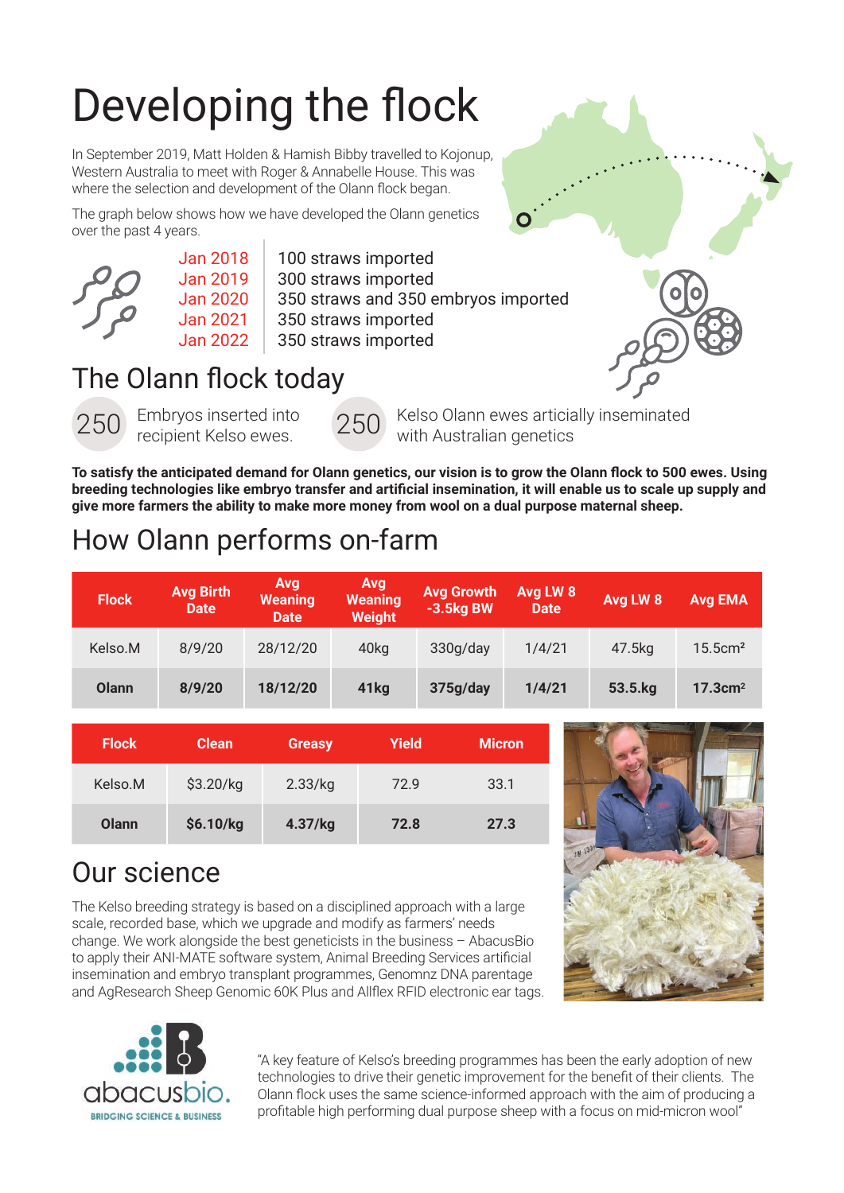# Developing the flock

In September 2019, Matt Holden & Hamish Bibby travelled to Kojonup, Western Australia to meet with Roger & Annabelle House. This was where the selection and development of the Olann flock began.

The graph below shows how we have developed the Olann genetics over the past 4 years.

| | |
|---|---|
| Jan 2018 | 100 straws imported |
| Jan 2019 | 300 straws imported |
| Jan 2020 | 350 straws and 350 embryos imported |
| Jan 2021 | 350 straws imported |
| Jan 2022 | 350 straws imported |

## The Olann flock today

**250** Embryos inserted into recipient Kelso ewes.

**250** Kelso Olann ewes articially inseminated with Australian genetics

**To satisfy the anticipated demand for Olann genetics, our vision is to grow the Olann flock to 500 ewes. Using breeding technologies like embryo transfer and artificial insemination, it will enable us to scale up supply and give more farmers the ability to make more money from wool on a dual purpose maternal sheep.**

## How Olann performs on-farm

| Flock | Avg Birth Date | Avg Weaning Date | Avg Weaning Weight | Avg Growth -3.5kg BW | Avg LW 8 Date | Avg LW 8 | Avg EMA |
|---|---|---|---|---|---|---|---|
| Kelso.M | 8/9/20 | 28/12/20 | 40kg | 330g/day | 1/4/21 | 47.5kg | 15.5cm² |
| **Olann** | **8/9/20** | **18/12/20** | **41kg** | **375g/day** | **1/4/21** | **53.5.kg** | **17.3cm²** |

| Flock | Clean | Greasy | Yield | Micron |
|---|---|---|---|---|
| Kelso.M | $3.20/kg | 2.33/kg | 72.9 | 33.1 |
| **Olann** | **$6.10/kg** | **4.37/kg** | **72.8** | **27.3** |

## Our science

The Kelso breeding strategy is based on a disciplined approach with a large scale, recorded base, which we upgrade and modify as farmers' needs change. We work alongside the best geneticists in the business – AbacusBio to apply their ANI-MATE software system, Animal Breeding Services artificial insemination and embryo transplant programmes, Genomnz DNA parentage and AgResearch Sheep Genomic 60K Plus and Allflex RFID electronic ear tags.

abacusbio. BRIDGING SCIENCE & BUSINESS

"A key feature of Kelso's breeding programmes has been the early adoption of new technologies to drive their genetic improvement for the benefit of their clients. The Olann flock uses the same science-informed approach with the aim of producing a profitable high performing dual purpose sheep with a focus on mid-micron wool"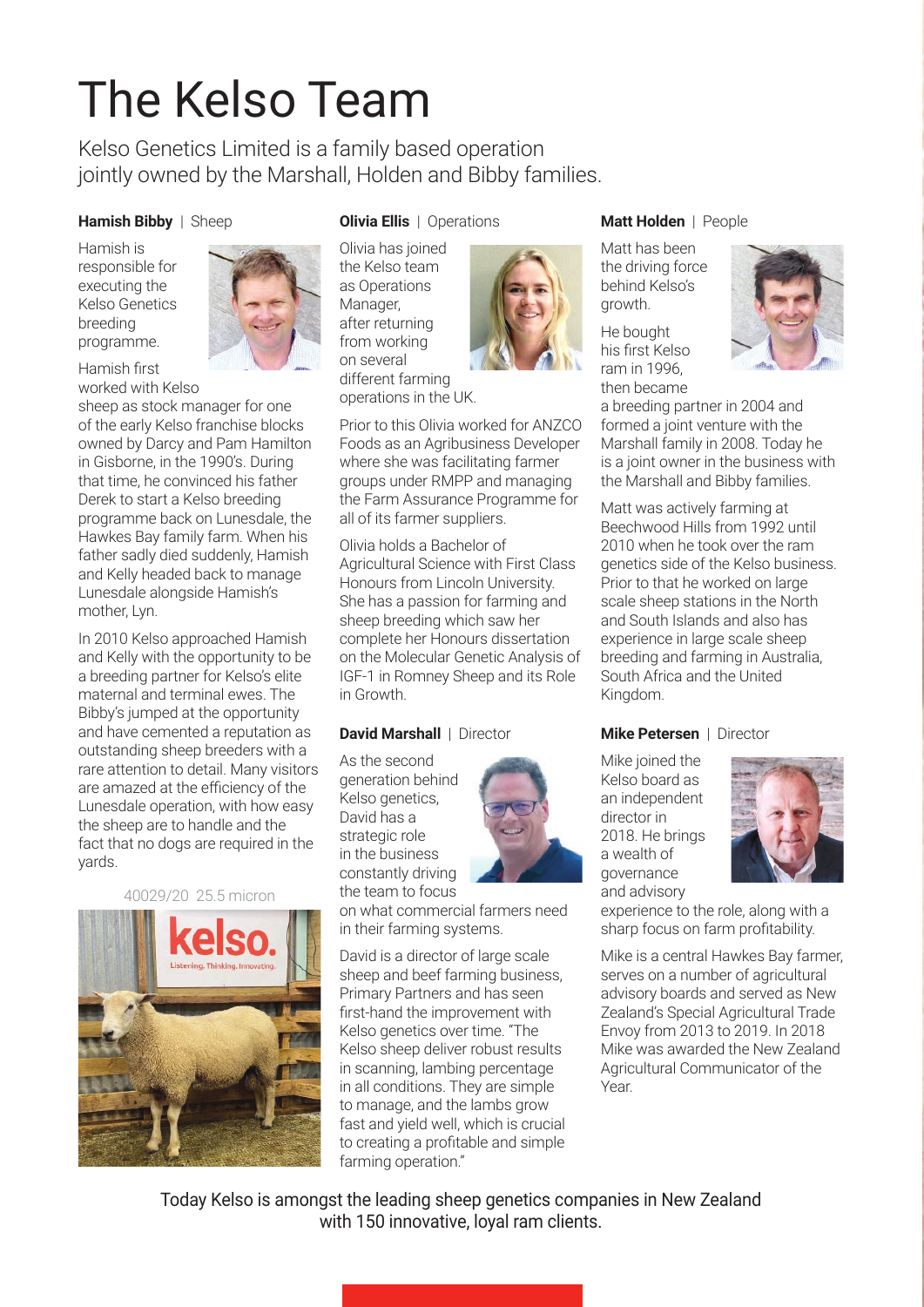# The Kelso Team

Kelso Genetics Limited is a family based operation jointly owned by the Marshall, Holden and Bibby families.

**Hamish Bibby** | Sheep

Hamish is responsible for executing the Kelso Genetics breeding programme.

Hamish first worked with Kelso sheep as stock manager for one of the early Kelso franchise blocks owned by Darcy and Pam Hamilton in Gisborne, in the 1990's. During that time, he convinced his father Derek to start a Kelso breeding programme back on Lunesdale, the Hawkes Bay family farm. When his father sadly died suddenly, Hamish and Kelly headed back to manage Lunesdale alongside Hamish's mother, Lyn.

In 2010 Kelso approached Hamish and Kelly with the opportunity to be a breeding partner for Kelso's elite maternal and terminal ewes. The Bibby's jumped at the opportunity and have cemented a reputation as outstanding sheep breeders with a rare attention to detail. Many visitors are amazed at the efficiency of the Lunesdale operation, with how easy the sheep are to handle and the fact that no dogs are required in the yards.

40029/20 25.5 micron

**Olivia Ellis** | Operations

Olivia has joined the Kelso team as Operations Manager, after returning from working on several different farming operations in the UK.

Prior to this Olivia worked for ANZCO Foods as an Agribusiness Developer where she was facilitating farmer groups under RMPP and managing the Farm Assurance Programme for all of its farmer suppliers.

Olivia holds a Bachelor of Agricultural Science with First Class Honours from Lincoln University. She has a passion for farming and sheep breeding which saw her complete her Honours dissertation on the Molecular Genetic Analysis of IGF-1 in Romney Sheep and its Role in Growth.

**David Marshall** | Director

As the second generation behind Kelso genetics, David has a strategic role in the business constantly driving the team to focus on what commercial farmers need in their farming systems.

David is a director of large scale sheep and beef farming business, Primary Partners and has seen first-hand the improvement with Kelso genetics over time. "The Kelso sheep deliver robust results in scanning, lambing percentage in all conditions. They are simple to manage, and the lambs grow fast and yield well, which is crucial to creating a profitable and simple farming operation."

**Matt Holden** | People

Matt has been the driving force behind Kelso's growth.

He bought his first Kelso ram in 1996, then became a breeding partner in 2004 and formed a joint venture with the Marshall family in 2008. Today he is a joint owner in the business with the Marshall and Bibby families.

Matt was actively farming at Beechwood Hills from 1992 until 2010 when he took over the ram genetics side of the Kelso business. Prior to that he worked on large scale sheep stations in the North and South Islands and also has experience in large scale sheep breeding and farming in Australia, South Africa and the United Kingdom.

**Mike Petersen** | Director

Mike joined the Kelso board as an independent director in 2018. He brings a wealth of governance and advisory experience to the role, along with a sharp focus on farm profitability.

Mike is a central Hawkes Bay farmer, serves on a number of agricultural advisory boards and served as New Zealand's Special Agricultural Trade Envoy from 2013 to 2019. In 2018 Mike was awarded the New Zealand Agricultural Communicator of the Year.

Today Kelso is amongst the leading sheep genetics companies in New Zealand with 150 innovative, loyal ram clients.